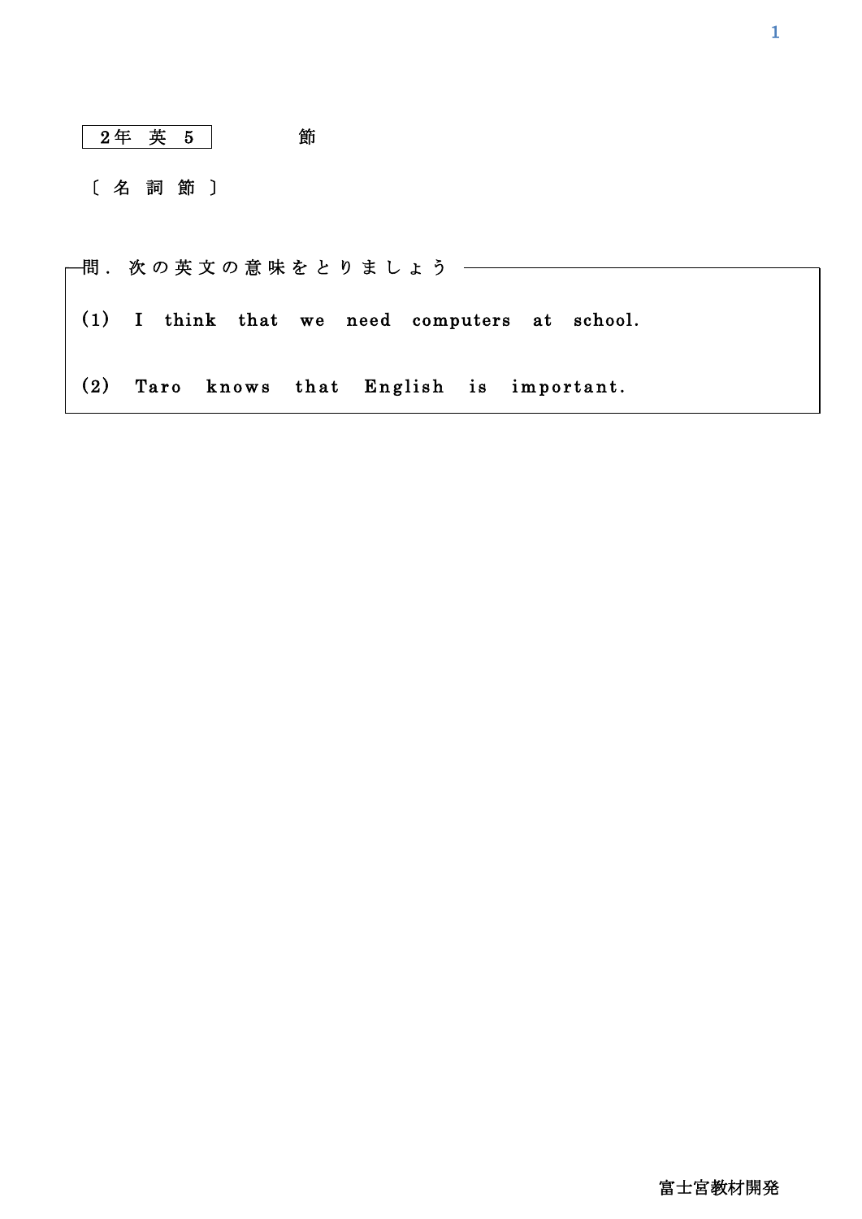2年 英 5　　　節

〔名詞節〕

問．次の英文の意味をとりましょう

(1) I think that we need computers at school.

(2) Taro knows that English is important.

富士宮教材開発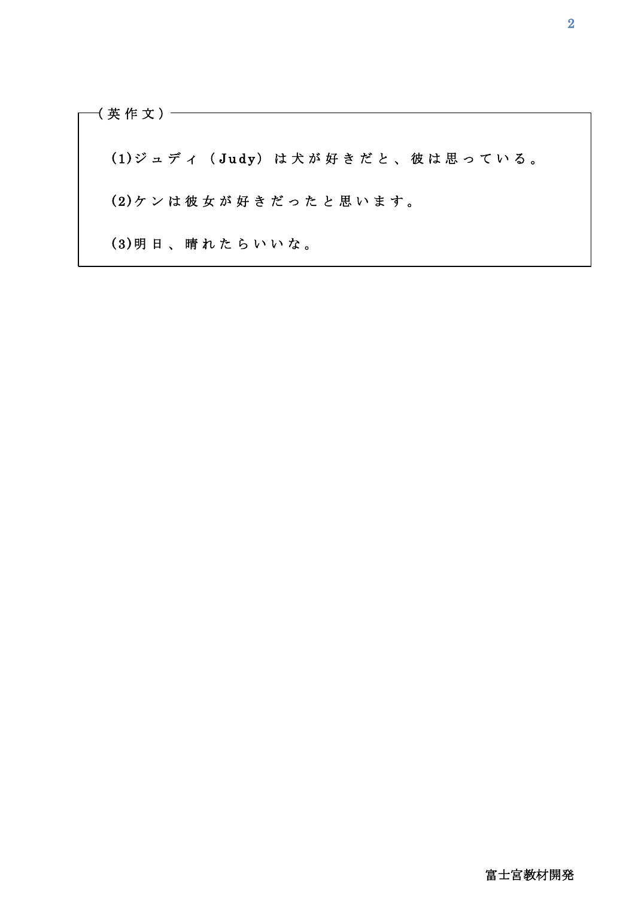（英作文）

(1)ジュディ（Judy）は犬が好きだと、彼は思っている。

(2)ケンは彼女が好きだったと思います。

(3)明日、晴れたらいいな。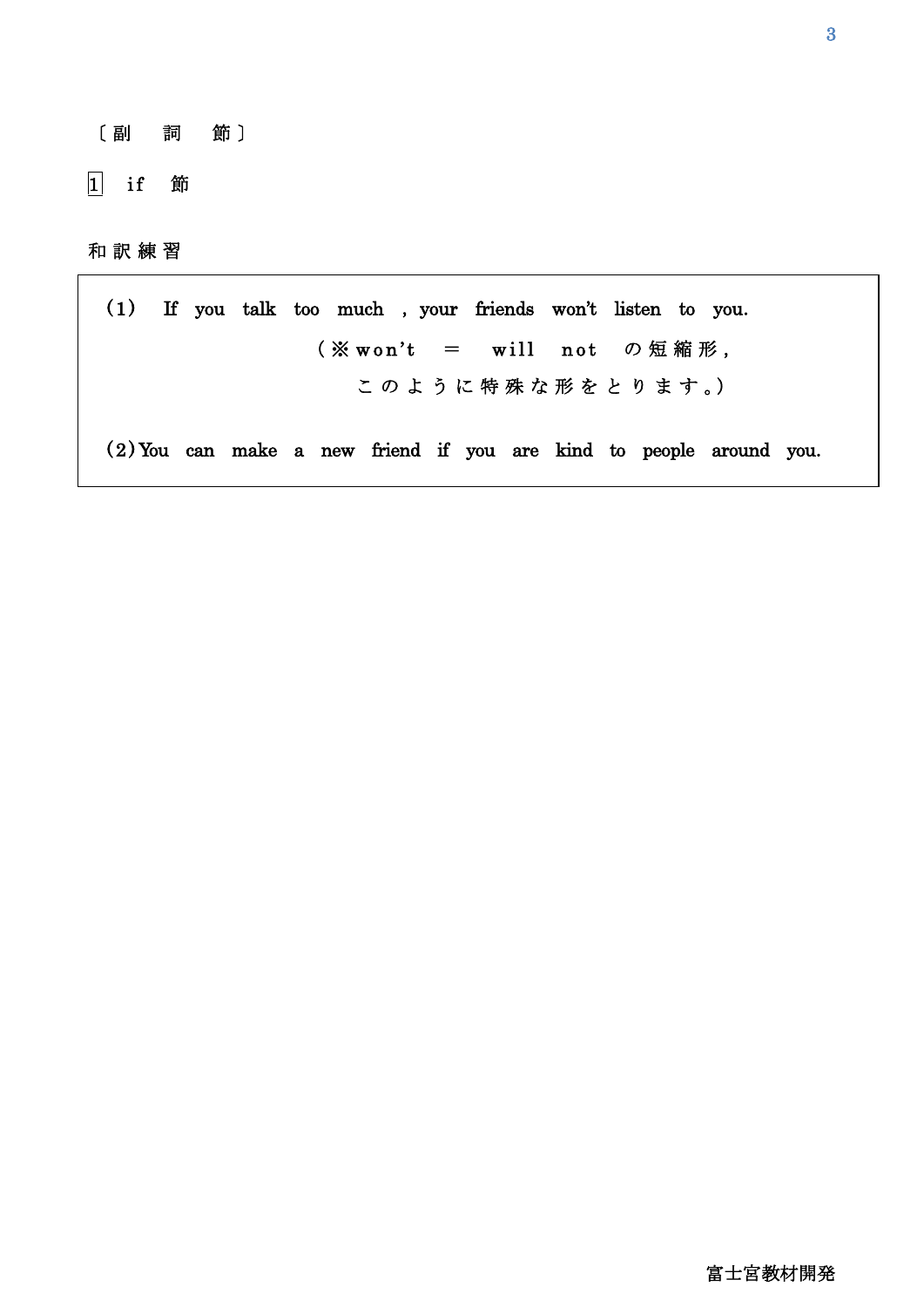〔副　詞　節〕

1　if　節

和訳練習

(1)　If you talk too much , your friends won't listen to you.

（※won't　＝　will　not　の短縮形，
このように特殊な形をとります。）

(2) You can make a new friend if you are kind to people around you.

富士宮教材開発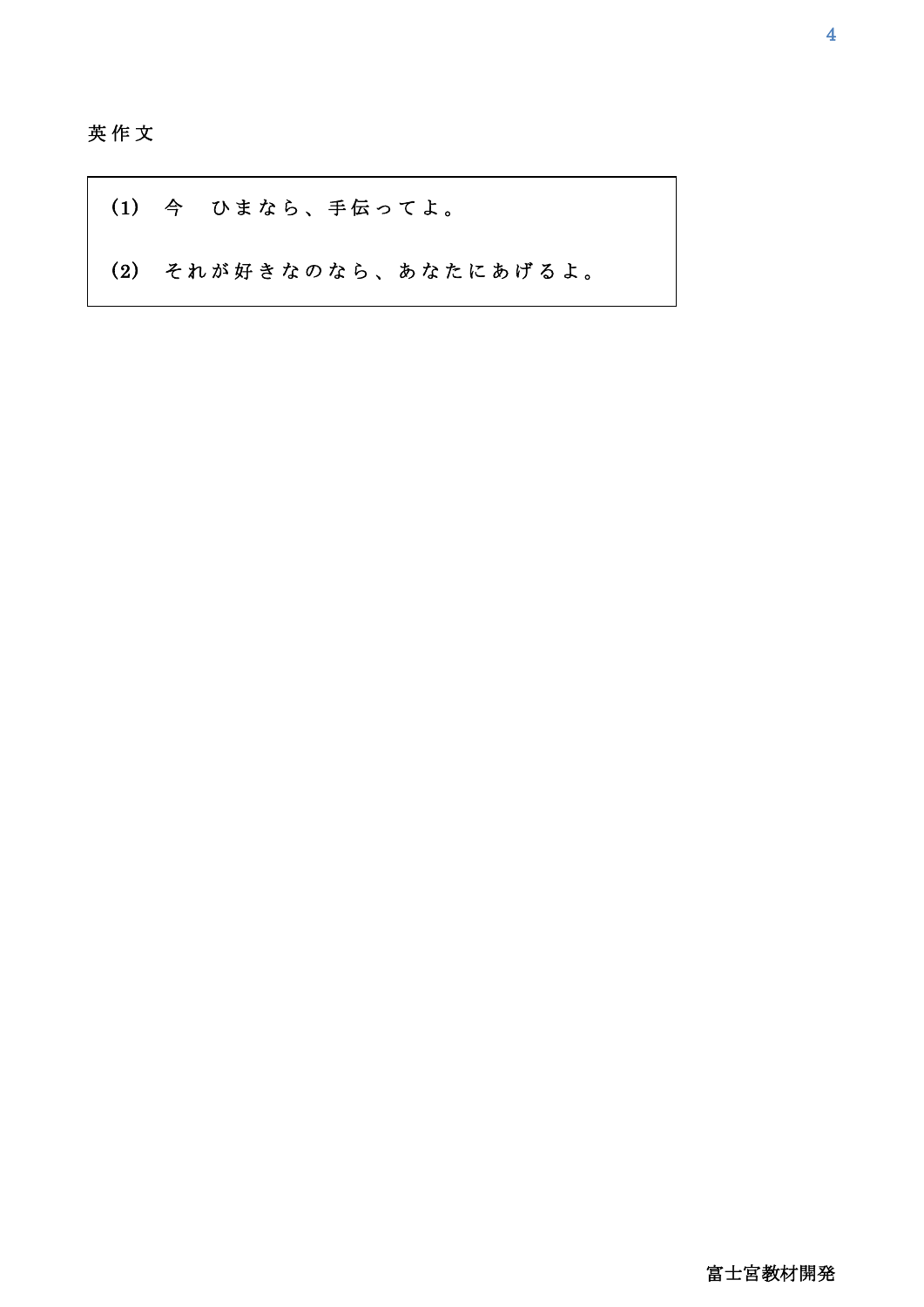英作文

(1) 今　ひまなら、手伝ってよ。

(2) それが好きなのなら、あなたにあげるよ。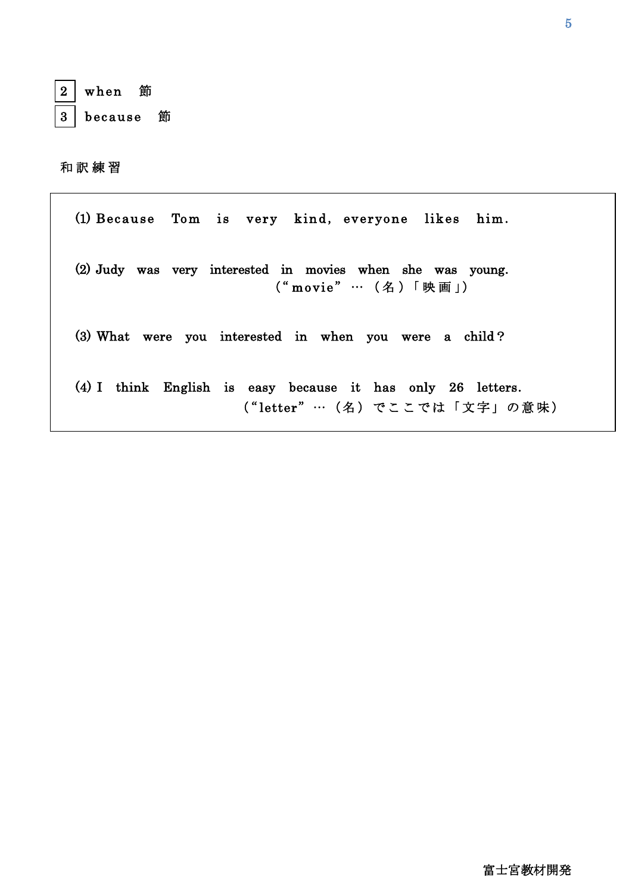2 when 節

3 because 節

和訳練習

(1) Because Tom is very kind, everyone likes him.

(2) Judy was very interested in movies when she was young.
（"movie"…（名）「映画」）

(3) What were you interested in when you were a child?

(4) I think English is easy because it has only 26 letters.
（"letter"…（名）でここでは「文字」の意味）

富士宮教材開発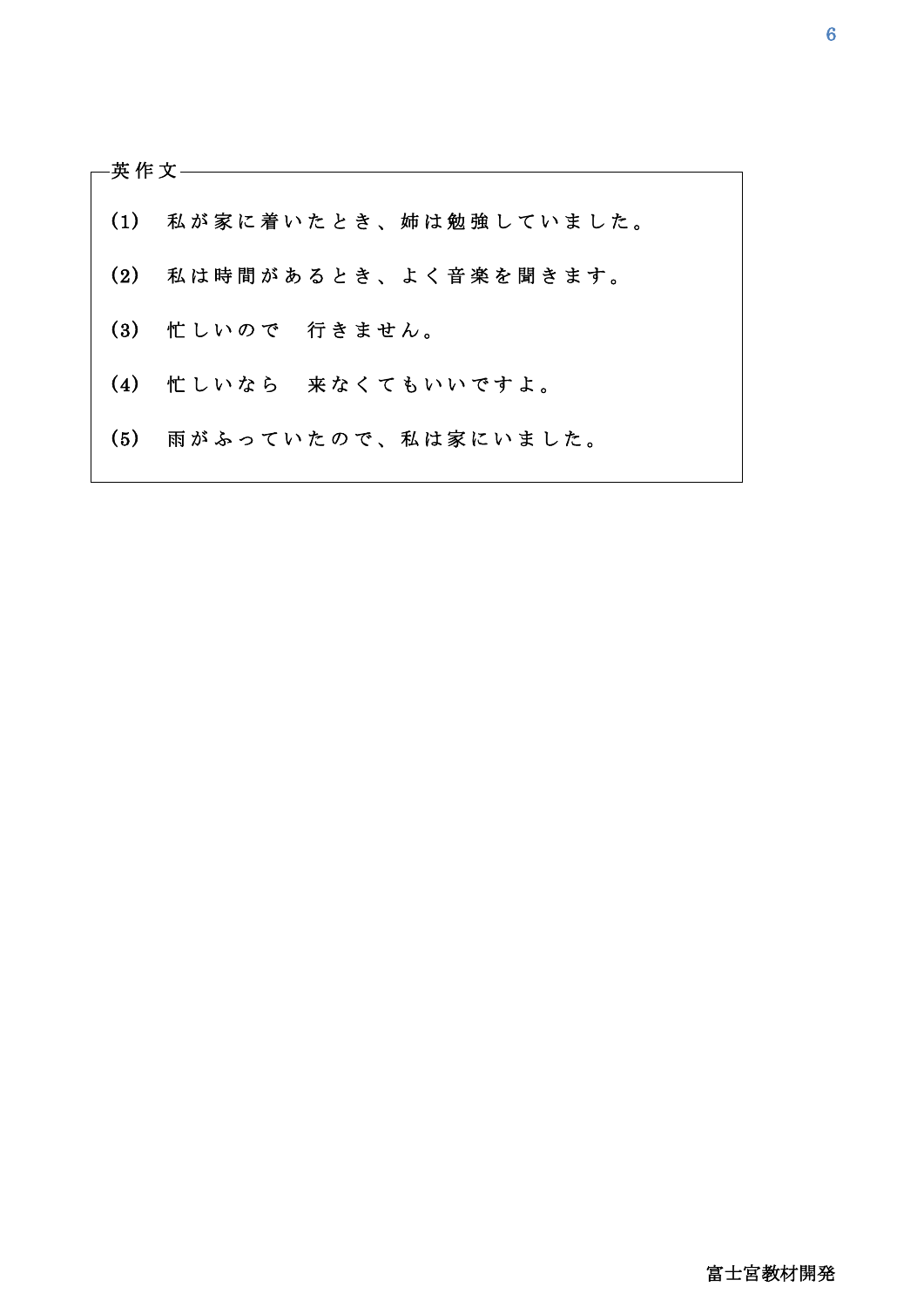英作文

(1)　私が家に着いたとき、姉は勉強していました。

(2)　私は時間があるとき、よく音楽を聞きます。

(3)　忙しいので　行きません。

(4)　忙しいなら　来なくてもいいですよ。

(5)　雨がふっていたので、私は家にいました。

富士宮教材開発